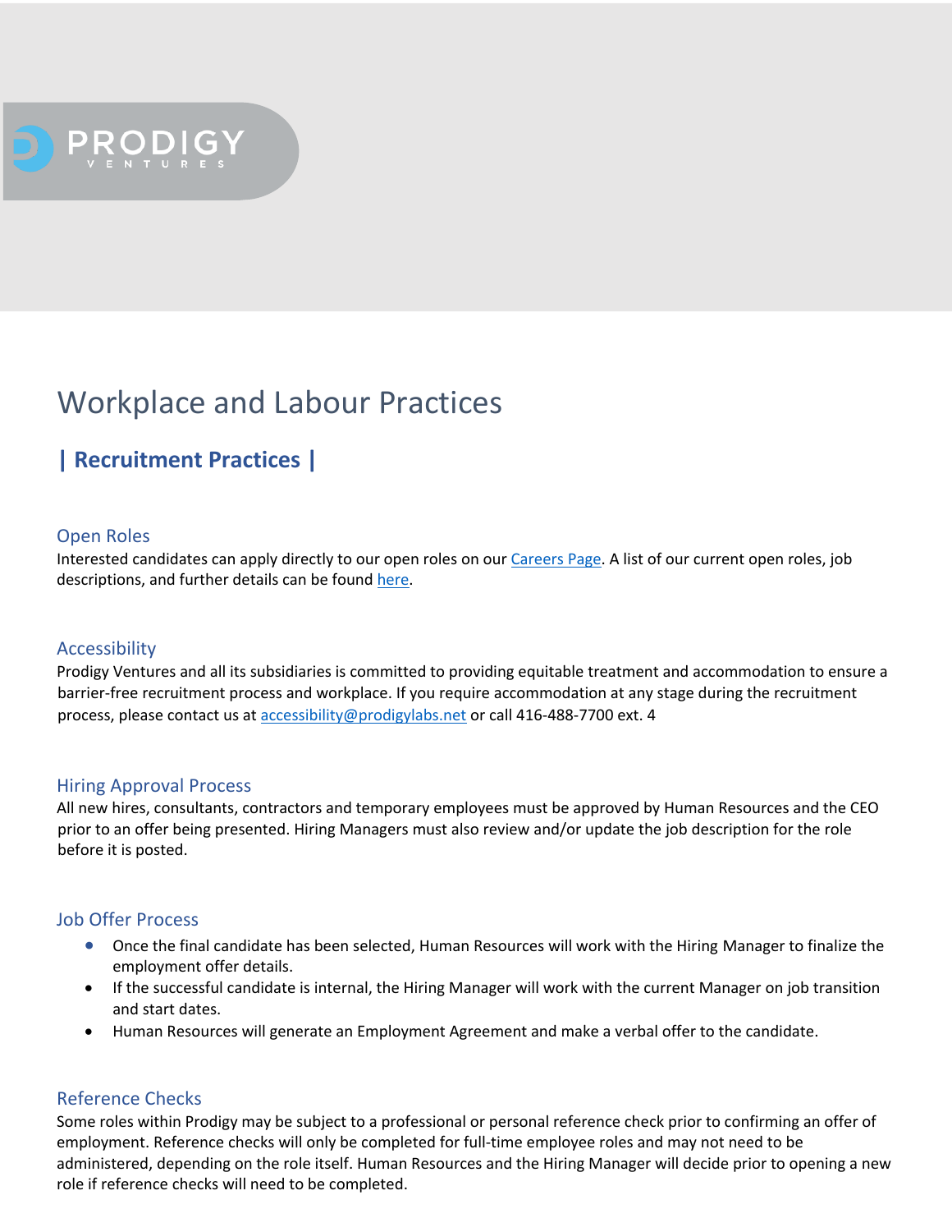PRODIGY VENTURES

# Workplace and Labour Practices

## | Recruitment Practices |

### Open Roles

Interested candidates can apply directly to our open roles on our Careers Page. A list of our current open roles, job descriptions, and further details can be found here.

### Accessibility

Prodigy Ventures and all its subsidiaries is committed to providing equitable treatment and accommodation to ensure a barrier-free recruitment process and workplace. If you require accommodation at any stage during the recruitment process, please contact us at accessibility@prodigylabs.net or call 416-488-7700 ext. 4

### Hiring Approval Process

All new hires, consultants, contractors and temporary employees must be approved by Human Resources and the CEO prior to an offer being presented. Hiring Managers must also review and/or update the job description for the role before it is posted.

### Job Offer Process

- Once the final candidate has been selected, Human Resources will work with the Hiring Manager to finalize the employment offer details.
- If the successful candidate is internal, the Hiring Manager will work with the current Manager on job transition and start dates.
- Human Resources will generate an Employment Agreement and make a verbal offer to the candidate.

### Reference Checks

Some roles within Prodigy may be subject to a professional or personal reference check prior to confirming an offer of employment. Reference checks will only be completed for full-time employee roles and may not need to be administered, depending on the role itself. Human Resources and the Hiring Manager will decide prior to opening a new role if reference checks will need to be completed.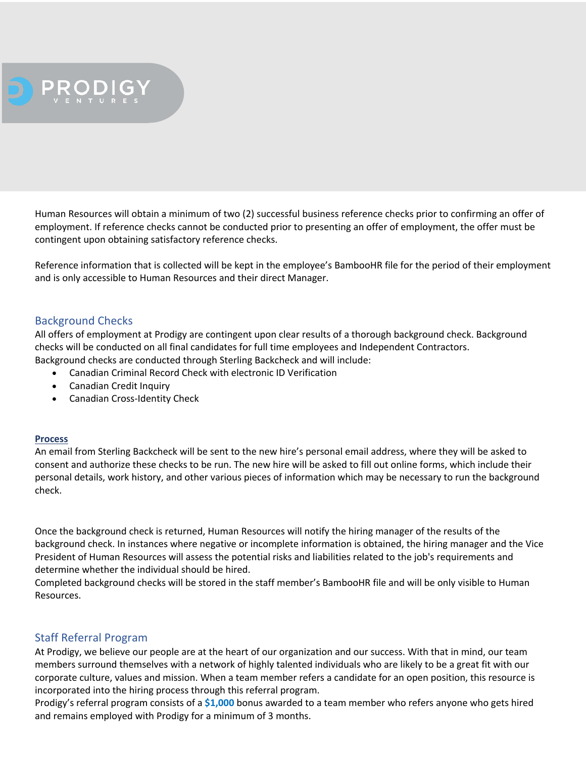Human Resources will obtain a minimum of two (2) successful business reference checks prior to confirming an offer of employment. If reference checks cannot be conducted prior to presenting an offer of employment, the offer must be contingent upon obtaining satisfactory reference checks.

Reference information that is collected will be kept in the employee's BambooHR file for the period of their employment and is only accessible to Human Resources and their direct Manager.

## Background Checks

All offers of employment at Prodigy are contingent upon clear results of a thorough background check. Background checks will be conducted on all final candidates for full time employees and Independent Contractors.
Background checks are conducted through Sterling Backcheck and will include:

- Canadian Criminal Record Check with electronic ID Verification
- Canadian Credit Inquiry
- Canadian Cross-Identity Check

### Process

An email from Sterling Backcheck will be sent to the new hire's personal email address, where they will be asked to consent and authorize these checks to be run. The new hire will be asked to fill out online forms, which include their personal details, work history, and other various pieces of information which may be necessary to run the background check.

Once the background check is returned, Human Resources will notify the hiring manager of the results of the background check. In instances where negative or incomplete information is obtained, the hiring manager and the Vice President of Human Resources will assess the potential risks and liabilities related to the job's requirements and determine whether the individual should be hired.
Completed background checks will be stored in the staff member's BambooHR file and will be only visible to Human Resources.

## Staff Referral Program

At Prodigy, we believe our people are at the heart of our organization and our success. With that in mind, our team members surround themselves with a network of highly talented individuals who are likely to be a great fit with our corporate culture, values and mission. When a team member refers a candidate for an open position, this resource is incorporated into the hiring process through this referral program.
Prodigy's referral program consists of a **$1,000** bonus awarded to a team member who refers anyone who gets hired and remains employed with Prodigy for a minimum of 3 months.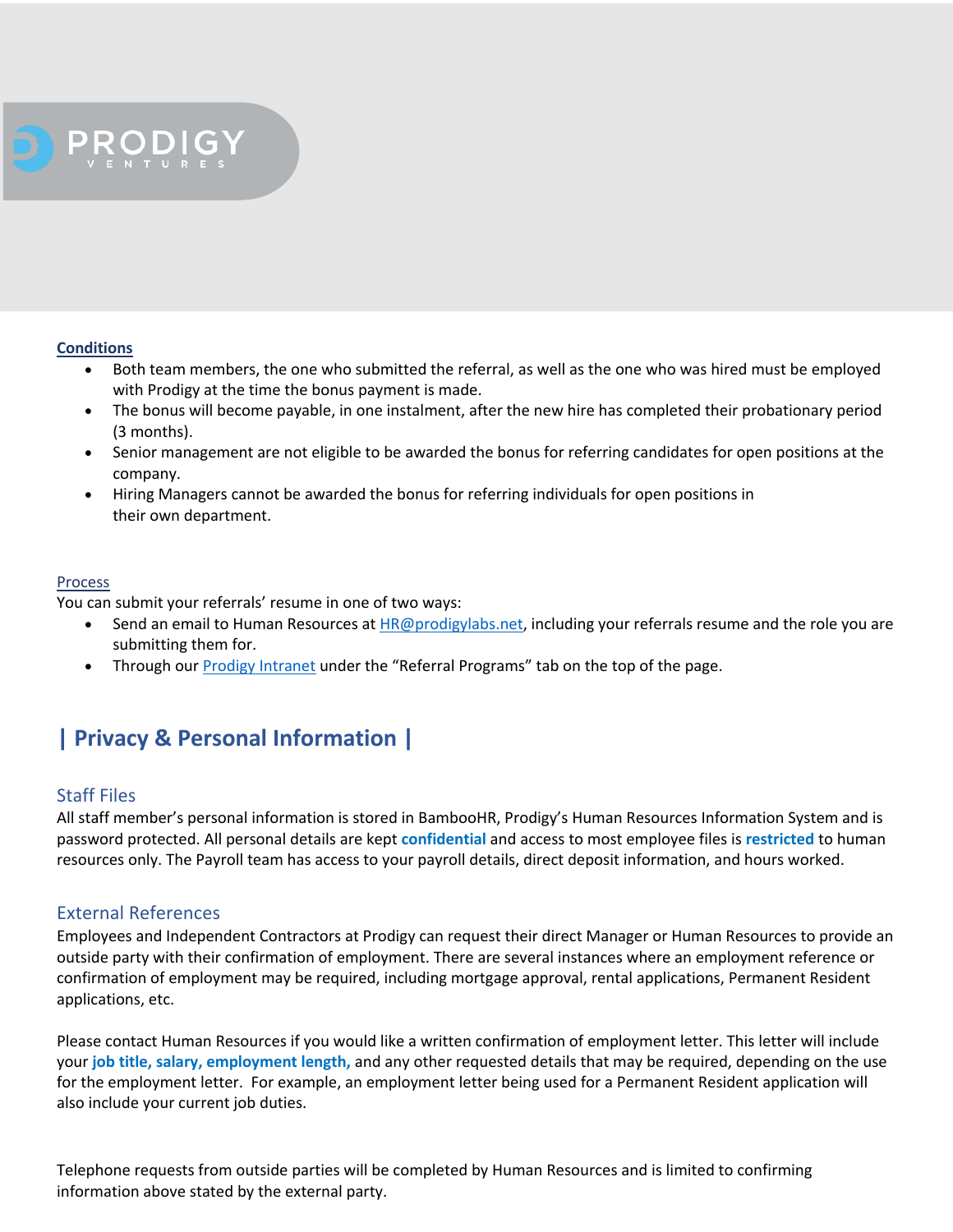**Conditions**

- Both team members, the one who submitted the referral, as well as the one who was hired must be employed with Prodigy at the time the bonus payment is made.
- The bonus will become payable, in one instalment, after the new hire has completed their probationary period (3 months).
- Senior management are not eligible to be awarded the bonus for referring candidates for open positions at the company.
- Hiring Managers cannot be awarded the bonus for referring individuals for open positions in their own department.

Process

You can submit your referrals' resume in one of two ways:

- Send an email to Human Resources at HR@prodigylabs.net, including your referrals resume and the role you are submitting them for.
- Through our Prodigy Intranet under the "Referral Programs" tab on the top of the page.

## | Privacy & Personal Information |

### Staff Files

All staff member's personal information is stored in BambooHR, Prodigy's Human Resources Information System and is password protected. All personal details are kept **confidential** and access to most employee files is **restricted** to human resources only. The Payroll team has access to your payroll details, direct deposit information, and hours worked.

### External References

Employees and Independent Contractors at Prodigy can request their direct Manager or Human Resources to provide an outside party with their confirmation of employment. There are several instances where an employment reference or confirmation of employment may be required, including mortgage approval, rental applications, Permanent Resident applications, etc.

Please contact Human Resources if you would like a written confirmation of employment letter. This letter will include your **job title, salary, employment length,** and any other requested details that may be required, depending on the use for the employment letter. For example, an employment letter being used for a Permanent Resident application will also include your current job duties.

Telephone requests from outside parties will be completed by Human Resources and is limited to confirming information above stated by the external party.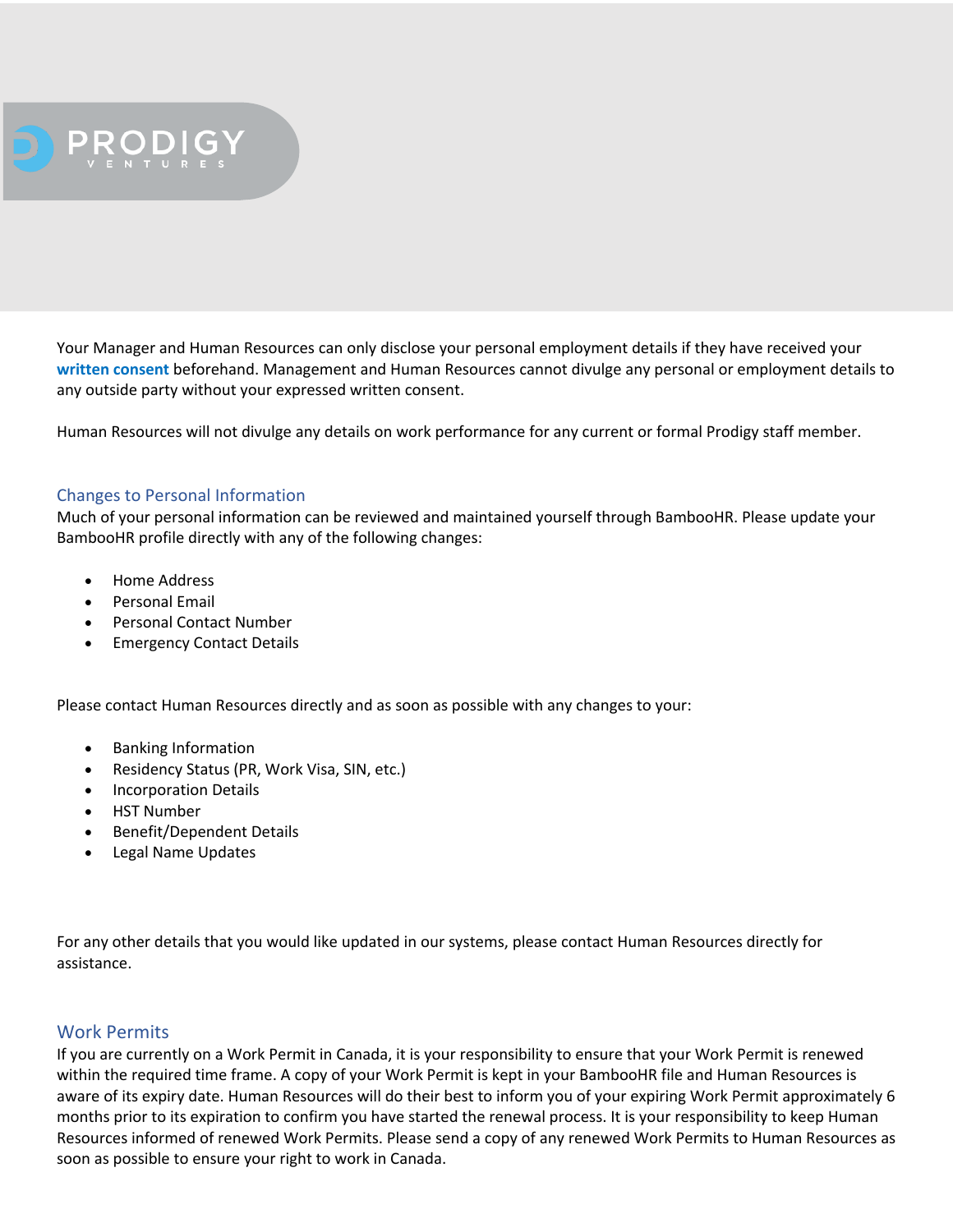Your Manager and Human Resources can only disclose your personal employment details if they have received your **written consent** beforehand. Management and Human Resources cannot divulge any personal or employment details to any outside party without your expressed written consent.

Human Resources will not divulge any details on work performance for any current or formal Prodigy staff member.

## Changes to Personal Information

Much of your personal information can be reviewed and maintained yourself through BambooHR. Please update your BambooHR profile directly with any of the following changes:

- Home Address
- Personal Email
- Personal Contact Number
- Emergency Contact Details

Please contact Human Resources directly and as soon as possible with any changes to your:

- Banking Information
- Residency Status (PR, Work Visa, SIN, etc.)
- Incorporation Details
- HST Number
- Benefit/Dependent Details
- Legal Name Updates

For any other details that you would like updated in our systems, please contact Human Resources directly for assistance.

## Work Permits

If you are currently on a Work Permit in Canada, it is your responsibility to ensure that your Work Permit is renewed within the required time frame. A copy of your Work Permit is kept in your BambooHR file and Human Resources is aware of its expiry date. Human Resources will do their best to inform you of your expiring Work Permit approximately 6 months prior to its expiration to confirm you have started the renewal process. It is your responsibility to keep Human Resources informed of renewed Work Permits. Please send a copy of any renewed Work Permits to Human Resources as soon as possible to ensure your right to work in Canada.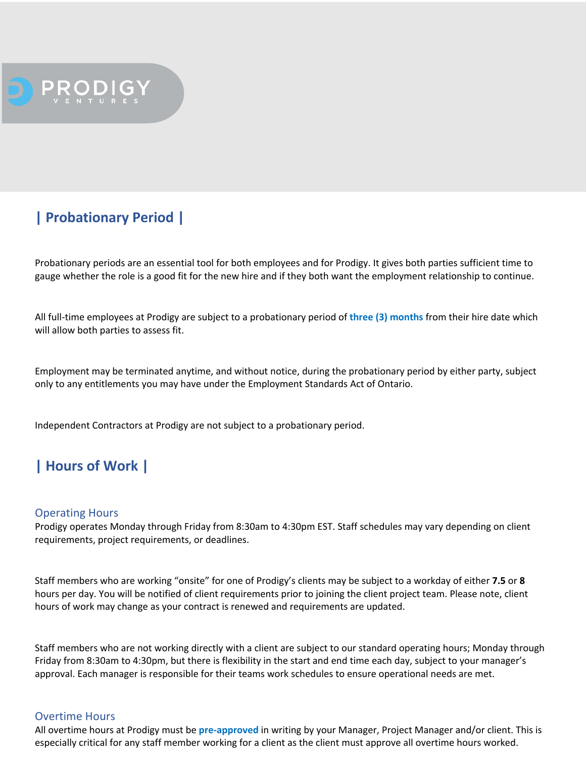## | Probationary Period |

Probationary periods are an essential tool for both employees and for Prodigy. It gives both parties sufficient time to gauge whether the role is a good fit for the new hire and if they both want the employment relationship to continue.

All full-time employees at Prodigy are subject to a probationary period of **three (3) months** from their hire date which will allow both parties to assess fit.

Employment may be terminated anytime, and without notice, during the probationary period by either party, subject only to any entitlements you may have under the Employment Standards Act of Ontario.

Independent Contractors at Prodigy are not subject to a probationary period.

## | Hours of Work |

### Operating Hours

Prodigy operates Monday through Friday from 8:30am to 4:30pm EST. Staff schedules may vary depending on client requirements, project requirements, or deadlines.

Staff members who are working "onsite" for one of Prodigy's clients may be subject to a workday of either **7.5** or **8** hours per day. You will be notified of client requirements prior to joining the client project team. Please note, client hours of work may change as your contract is renewed and requirements are updated.

Staff members who are not working directly with a client are subject to our standard operating hours; Monday through Friday from 8:30am to 4:30pm, but there is flexibility in the start and end time each day, subject to your manager's approval. Each manager is responsible for their teams work schedules to ensure operational needs are met.

### Overtime Hours

All overtime hours at Prodigy must be **pre-approved** in writing by your Manager, Project Manager and/or client. This is especially critical for any staff member working for a client as the client must approve all overtime hours worked.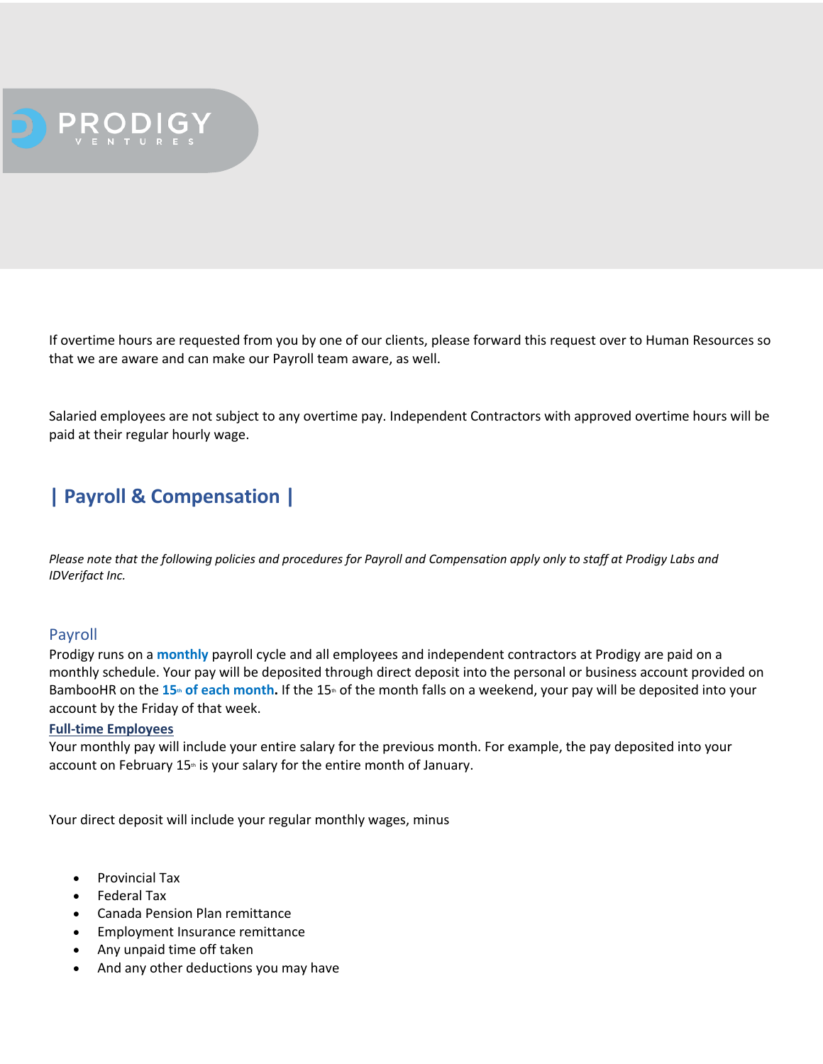If overtime hours are requested from you by one of our clients, please forward this request over to Human Resources so that we are aware and can make our Payroll team aware, as well.

Salaried employees are not subject to any overtime pay. Independent Contractors with approved overtime hours will be paid at their regular hourly wage.

## | Payroll & Compensation |

*Please note that the following policies and procedures for Payroll and Compensation apply only to staff at Prodigy Labs and IDVerifact Inc.*

### Payroll

Prodigy runs on a **monthly** payroll cycle and all employees and independent contractors at Prodigy are paid on a monthly schedule. Your pay will be deposited through direct deposit into the personal or business account provided on BambooHR on the **15th of each month.** If the 15th of the month falls on a weekend, your pay will be deposited into your account by the Friday of that week.

**Full-time Employees**

Your monthly pay will include your entire salary for the previous month. For example, the pay deposited into your account on February 15th is your salary for the entire month of January.

Your direct deposit will include your regular monthly wages, minus

- Provincial Tax
- Federal Tax
- Canada Pension Plan remittance
- Employment Insurance remittance
- Any unpaid time off taken
- And any other deductions you may have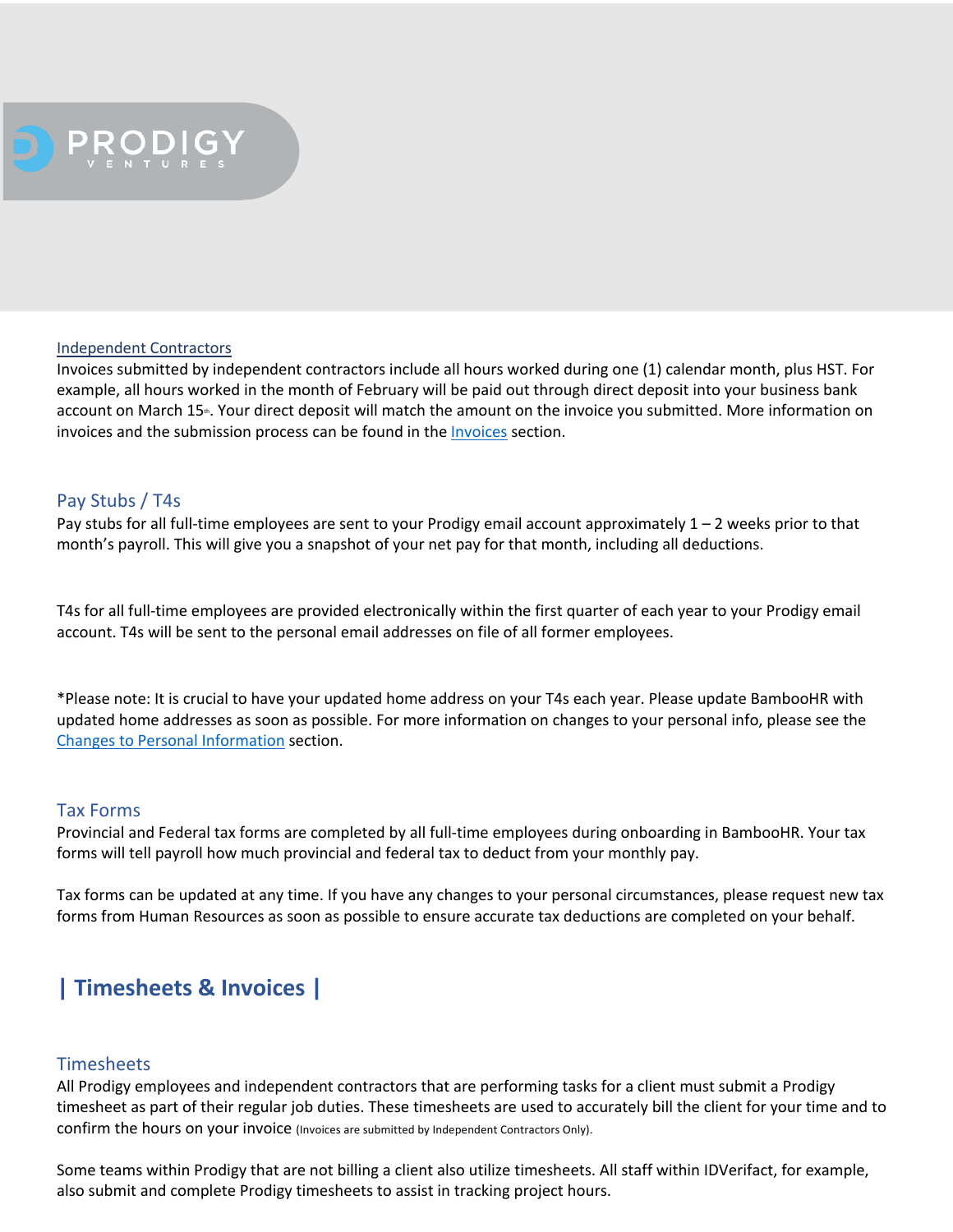Independent Contractors

Invoices submitted by independent contractors include all hours worked during one (1) calendar month, plus HST. For example, all hours worked in the month of February will be paid out through direct deposit into your business bank account on March 15th. Your direct deposit will match the amount on the invoice you submitted. More information on invoices and the submission process can be found in the Invoices section.

### Pay Stubs / T4s

Pay stubs for all full-time employees are sent to your Prodigy email account approximately 1 – 2 weeks prior to that month's payroll. This will give you a snapshot of your net pay for that month, including all deductions.

T4s for all full-time employees are provided electronically within the first quarter of each year to your Prodigy email account. T4s will be sent to the personal email addresses on file of all former employees.

*Please note: It is crucial to have your updated home address on your T4s each year. Please update BambooHR with updated home addresses as soon as possible. For more information on changes to your personal info, please see the Changes to Personal Information section.

### Tax Forms

Provincial and Federal tax forms are completed by all full-time employees during onboarding in BambooHR. Your tax forms will tell payroll how much provincial and federal tax to deduct from your monthly pay.

Tax forms can be updated at any time. If you have any changes to your personal circumstances, please request new tax forms from Human Resources as soon as possible to ensure accurate tax deductions are completed on your behalf.

## | Timesheets & Invoices |

### Timesheets

All Prodigy employees and independent contractors that are performing tasks for a client must submit a Prodigy timesheet as part of their regular job duties. These timesheets are used to accurately bill the client for your time and to confirm the hours on your invoice (Invoices are submitted by Independent Contractors Only).

Some teams within Prodigy that are not billing a client also utilize timesheets. All staff within IDVerifact, for example, also submit and complete Prodigy timesheets to assist in tracking project hours.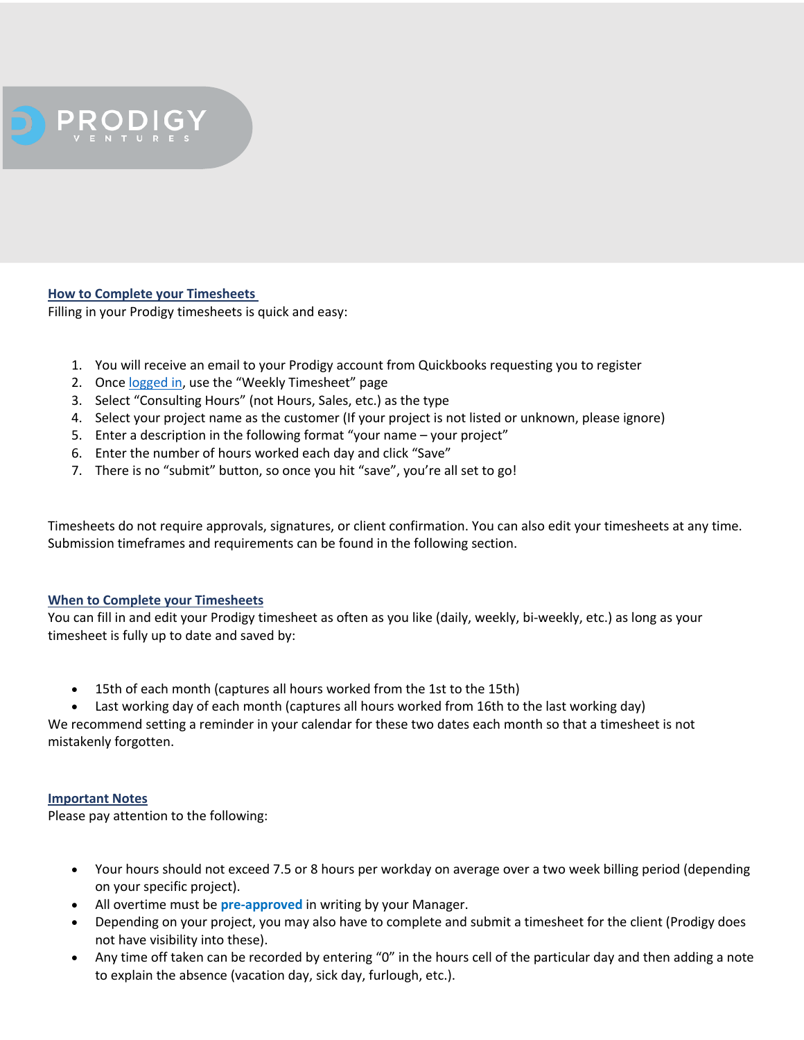PRODIGY VENTURES

## How to Complete your Timesheets

Filling in your Prodigy timesheets is quick and easy:

1. You will receive an email to your Prodigy account from Quickbooks requesting you to register
2. Once logged in, use the "Weekly Timesheet" page
3. Select "Consulting Hours" (not Hours, Sales, etc.) as the type
4. Select your project name as the customer (If your project is not listed or unknown, please ignore)
5. Enter a description in the following format "your name – your project"
6. Enter the number of hours worked each day and click "Save"
7. There is no "submit" button, so once you hit "save", you're all set to go!

Timesheets do not require approvals, signatures, or client confirmation. You can also edit your timesheets at any time. Submission timeframes and requirements can be found in the following section.

## When to Complete your Timesheets

You can fill in and edit your Prodigy timesheet as often as you like (daily, weekly, bi-weekly, etc.) as long as your timesheet is fully up to date and saved by:

- 15th of each month (captures all hours worked from the 1st to the 15th)
- Last working day of each month (captures all hours worked from 16th to the last working day)

We recommend setting a reminder in your calendar for these two dates each month so that a timesheet is not mistakenly forgotten.

## Important Notes

Please pay attention to the following:

- Your hours should not exceed 7.5 or 8 hours per workday on average over a two week billing period (depending on your specific project).
- All overtime must be **pre-approved** in writing by your Manager.
- Depending on your project, you may also have to complete and submit a timesheet for the client (Prodigy does not have visibility into these).
- Any time off taken can be recorded by entering "0" in the hours cell of the particular day and then adding a note to explain the absence (vacation day, sick day, furlough, etc.).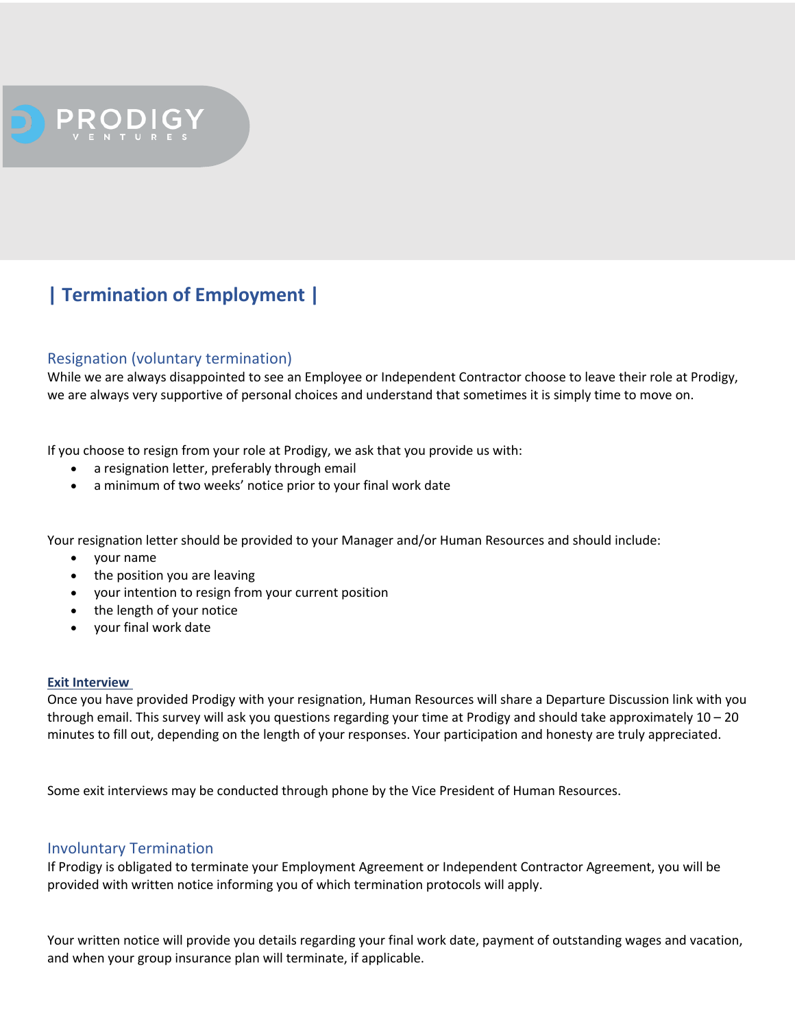# | Termination of Employment |

## Resignation (voluntary termination)

While we are always disappointed to see an Employee or Independent Contractor choose to leave their role at Prodigy, we are always very supportive of personal choices and understand that sometimes it is simply time to move on.

If you choose to resign from your role at Prodigy, we ask that you provide us with:

- a resignation letter, preferably through email
- a minimum of two weeks' notice prior to your final work date

Your resignation letter should be provided to your Manager and/or Human Resources and should include:

- your name
- the position you are leaving
- your intention to resign from your current position
- the length of your notice
- your final work date

### Exit Interview

Once you have provided Prodigy with your resignation, Human Resources will share a Departure Discussion link with you through email. This survey will ask you questions regarding your time at Prodigy and should take approximately 10 – 20 minutes to fill out, depending on the length of your responses. Your participation and honesty are truly appreciated.

Some exit interviews may be conducted through phone by the Vice President of Human Resources.

## Involuntary Termination

If Prodigy is obligated to terminate your Employment Agreement or Independent Contractor Agreement, you will be provided with written notice informing you of which termination protocols will apply.

Your written notice will provide you details regarding your final work date, payment of outstanding wages and vacation, and when your group insurance plan will terminate, if applicable.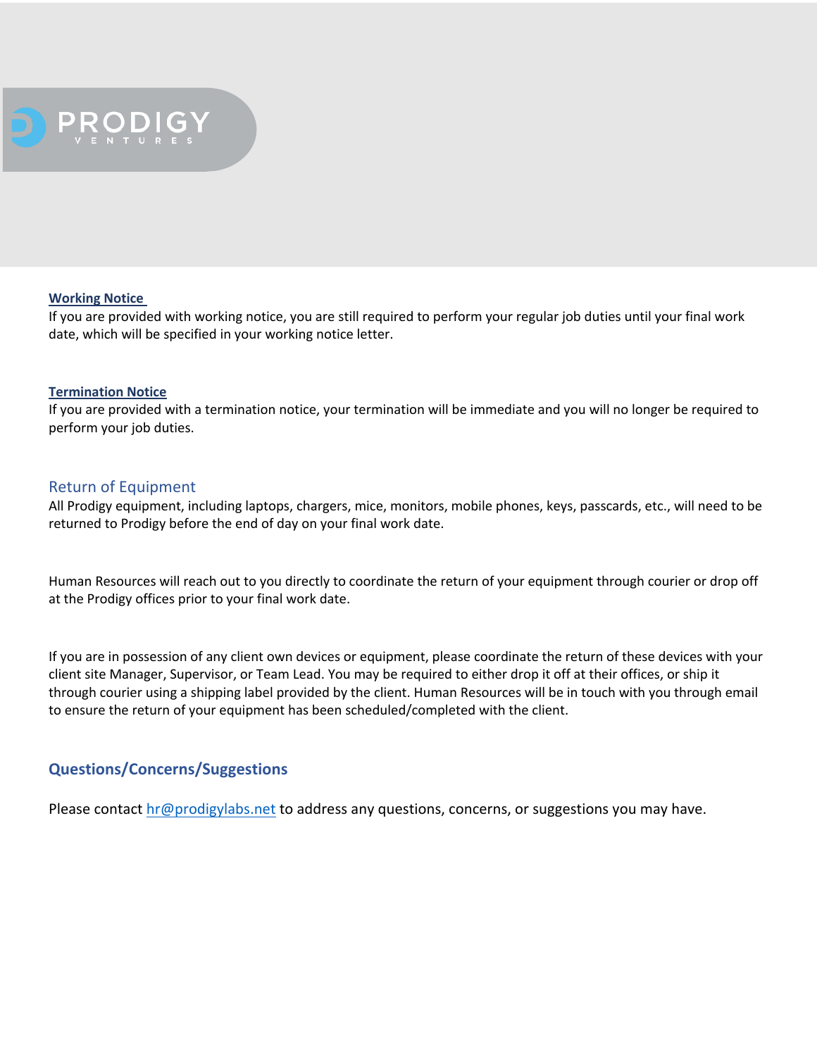**Working Notice**

If you are provided with working notice, you are still required to perform your regular job duties until your final work date, which will be specified in your working notice letter.

**Termination Notice**

If you are provided with a termination notice, your termination will be immediate and you will no longer be required to perform your job duties.

## Return of Equipment

All Prodigy equipment, including laptops, chargers, mice, monitors, mobile phones, keys, passcards, etc., will need to be returned to Prodigy before the end of day on your final work date.

Human Resources will reach out to you directly to coordinate the return of your equipment through courier or drop off at the Prodigy offices prior to your final work date.

If you are in possession of any client own devices or equipment, please coordinate the return of these devices with your client site Manager, Supervisor, or Team Lead. You may be required to either drop it off at their offices, or ship it through courier using a shipping label provided by the client. Human Resources will be in touch with you through email to ensure the return of your equipment has been scheduled/completed with the client.

## Questions/Concerns/Suggestions

Please contact hr@prodigylabs.net to address any questions, concerns, or suggestions you may have.